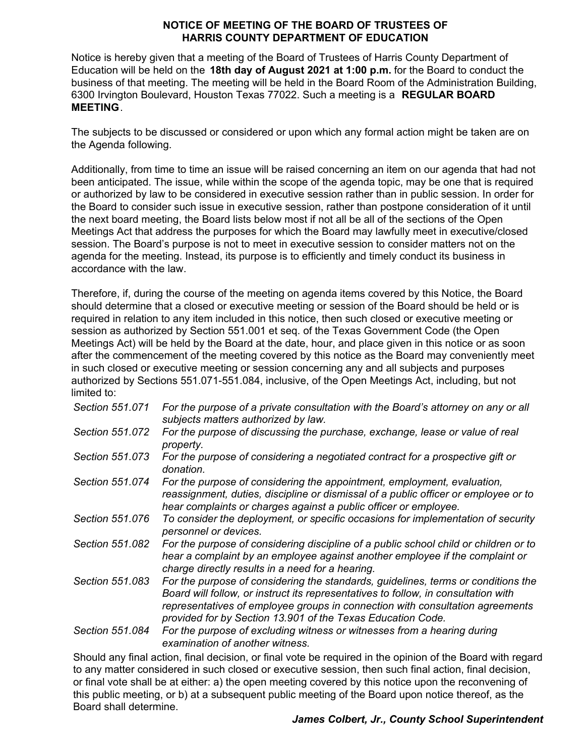**NOTICE OF MEETING OF THE BOARD OF TRUSTEES OF HARRIS COUNTY DEPARTMENT OF EDUCATION**

Notice is hereby given that a meeting of the Board of Trustees of Harris County Department of Education will be held on the **18th day of August 2021 at 1:00 p.m.** for the Board to conduct the business of that meeting. The meeting will be held in the Board Room of the Administration Building, 6300 Irvington Boulevard, Houston Texas 77022. Such a meeting is a **REGULAR BOARD MEETING**.

The subjects to be discussed or considered or upon which any formal action might be taken are on the Agenda following.

Additionally, from time to time an issue will be raised concerning an item on our agenda that had not been anticipated. The issue, while within the scope of the agenda topic, may be one that is required or authorized by law to be considered in executive session rather than in public session. In order for the Board to consider such issue in executive session, rather than postpone consideration of it until the next board meeting, the Board lists below most if not all be all of the sections of the Open Meetings Act that address the purposes for which the Board may lawfully meet in executive/closed session. The Board's purpose is not to meet in executive session to consider matters not on the agenda for the meeting. Instead, its purpose is to efficiently and timely conduct its business in accordance with the law.

Therefore, if, during the course of the meeting on agenda items covered by this Notice, the Board should determine that a closed or executive meeting or session of the Board should be held or is required in relation to any item included in this notice, then such closed or executive meeting or session as authorized by Section 551.001 et seq. of the Texas Government Code (the Open Meetings Act) will be held by the Board at the date, hour, and place given in this notice or as soon after the commencement of the meeting covered by this notice as the Board may conveniently meet in such closed or executive meeting or session concerning any and all subjects and purposes authorized by Sections 551.071-551.084, inclusive, of the Open Meetings Act, including, but not limited to:

| | |
|---|---|
| *Section 551.071* | *For the purpose of a private consultation with the Board's attorney on any or all subjects matters authorized by law.* |
| *Section 551.072* | *For the purpose of discussing the purchase, exchange, lease or value of real property.* |
| *Section 551.073* | *For the purpose of considering a negotiated contract for a prospective gift or donation.* |
| *Section 551.074* | *For the purpose of considering the appointment, employment, evaluation, reassignment, duties, discipline or dismissal of a public officer or employee or to hear complaints or charges against a public officer or employee.* |
| *Section 551.076* | *To consider the deployment, or specific occasions for implementation of security personnel or devices.* |
| *Section 551.082* | *For the purpose of considering discipline of a public school child or children or to hear a complaint by an employee against another employee if the complaint or charge directly results in a need for a hearing.* |
| *Section 551.083* | *For the purpose of considering the standards, guidelines, terms or conditions the Board will follow, or instruct its representatives to follow, in consultation with representatives of employee groups in connection with consultation agreements provided for by Section 13.901 of the Texas Education Code.* |
| *Section 551.084* | *For the purpose of excluding witness or witnesses from a hearing during examination of another witness.* |

Should any final action, final decision, or final vote be required in the opinion of the Board with regard to any matter considered in such closed or executive session, then such final action, final decision, or final vote shall be at either: a) the open meeting covered by this notice upon the reconvening of this public meeting, or b) at a subsequent public meeting of the Board upon notice thereof, as the Board shall determine.

***James Colbert, Jr., County School Superintendent***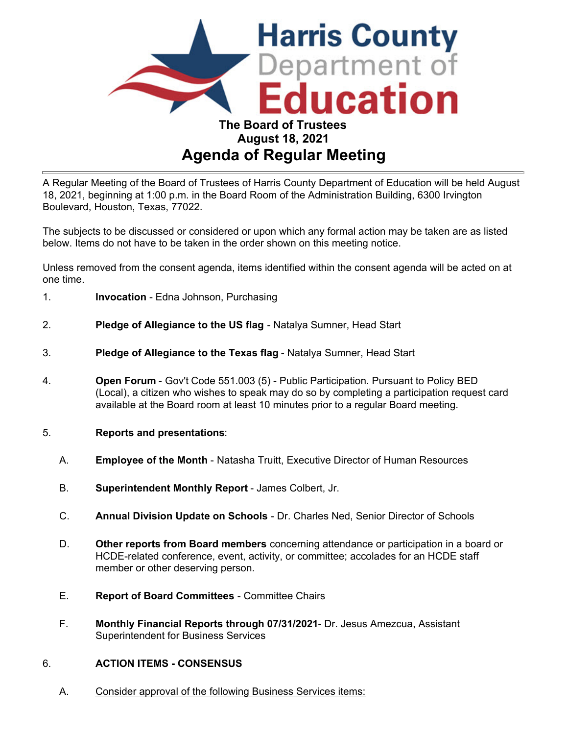Harris County Department of Education

# The Board of Trustees
## August 18, 2021
# Agenda of Regular Meeting

A Regular Meeting of the Board of Trustees of Harris County Department of Education will be held August 18, 2021, beginning at 1:00 p.m. in the Board Room of the Administration Building, 6300 Irvington Boulevard, Houston, Texas, 77022.

The subjects to be discussed or considered or upon which any formal action may be taken are as listed below. Items do not have to be taken in the order shown on this meeting notice.

Unless removed from the consent agenda, items identified within the consent agenda will be acted on at one time.

1. **Invocation** - Edna Johnson, Purchasing

2. **Pledge of Allegiance to the US flag** - Natalya Sumner, Head Start

3. **Pledge of Allegiance to the Texas flag** - Natalya Sumner, Head Start

4. **Open Forum** - Gov't Code 551.003 (5) - Public Participation. Pursuant to Policy BED (Local), a citizen who wishes to speak may do so by completing a participation request card available at the Board room at least 10 minutes prior to a regular Board meeting.

5. **Reports and presentations**:

   A. **Employee of the Month** - Natasha Truitt, Executive Director of Human Resources

   B. **Superintendent Monthly Report** - James Colbert, Jr.

   C. **Annual Division Update on Schools** - Dr. Charles Ned, Senior Director of Schools

   D. **Other reports from Board members** concerning attendance or participation in a board or HCDE-related conference, event, activity, or committee; accolades for an HCDE staff member or other deserving person.

   E. **Report of Board Committees** - Committee Chairs

   F. **Monthly Financial Reports through 07/31/2021**- Dr. Jesus Amezcua, Assistant Superintendent for Business Services

6. **ACTION ITEMS - CONSENSUS**

   A. Consider approval of the following Business Services items: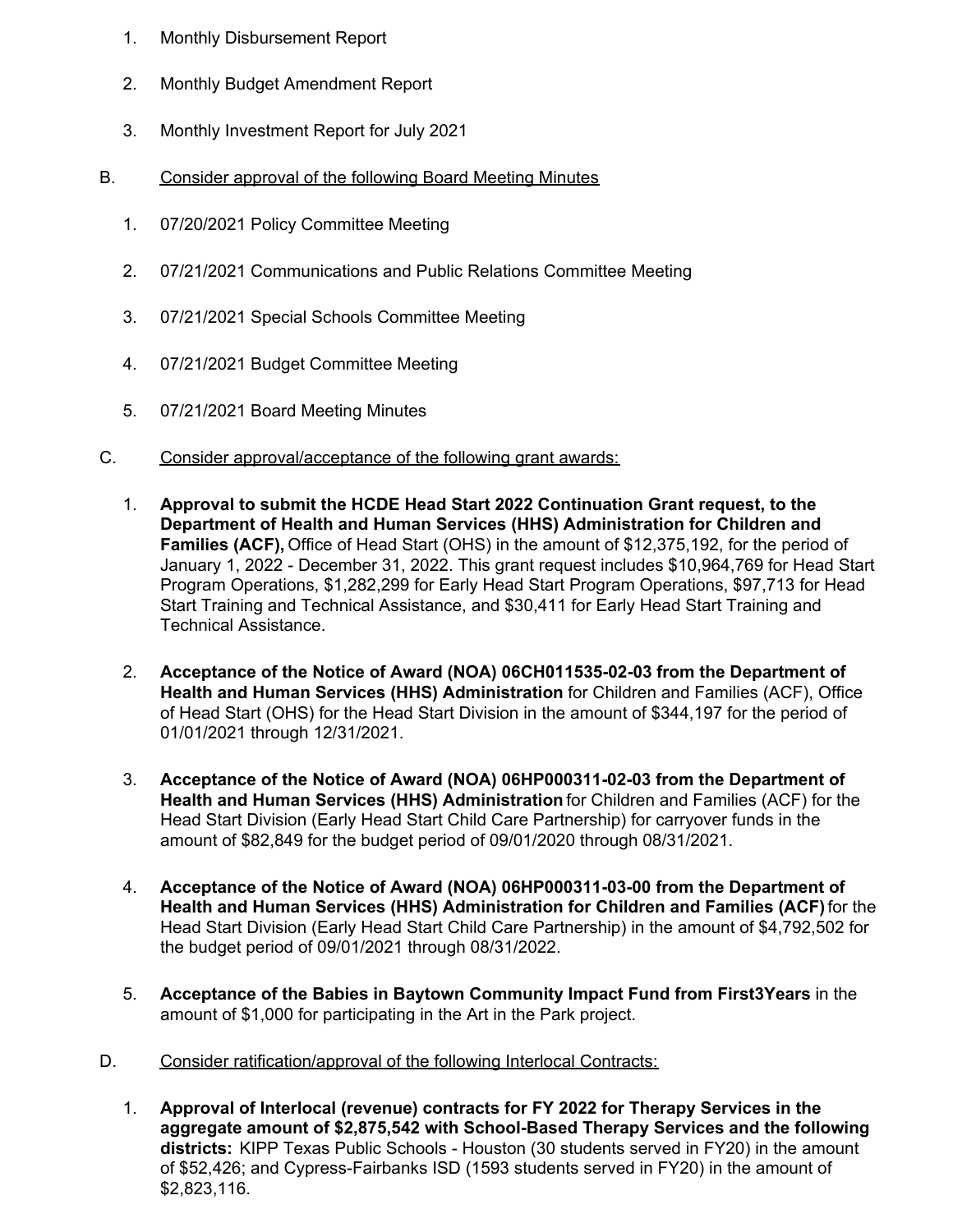1. Monthly Disbursement Report

2. Monthly Budget Amendment Report

3. Monthly Investment Report for July 2021

B. <u>Consider approval of the following Board Meeting Minutes</u>

1. 07/20/2021 Policy Committee Meeting

2. 07/21/2021 Communications and Public Relations Committee Meeting

3. 07/21/2021 Special Schools Committee Meeting

4. 07/21/2021 Budget Committee Meeting

5. 07/21/2021 Board Meeting Minutes

C. <u>Consider approval/acceptance of the following grant awards:</u>

1. **Approval to submit the HCDE Head Start 2022 Continuation Grant request, to the Department of Health and Human Services (HHS) Administration for Children and Families (ACF),** Office of Head Start (OHS) in the amount of $12,375,192, for the period of January 1, 2022 - December 31, 2022. This grant request includes $10,964,769 for Head Start Program Operations, $1,282,299 for Early Head Start Program Operations, $97,713 for Head Start Training and Technical Assistance, and $30,411 for Early Head Start Training and Technical Assistance.

2. **Acceptance of the Notice of Award (NOA) 06CH011535-02-03 from the Department of Health and Human Services (HHS) Administration** for Children and Families (ACF), Office of Head Start (OHS) for the Head Start Division in the amount of $344,197 for the period of 01/01/2021 through 12/31/2021.

3. **Acceptance of the Notice of Award (NOA) 06HP000311-02-03 from the Department of Health and Human Services (HHS) Administration** for Children and Families (ACF) for the Head Start Division (Early Head Start Child Care Partnership) for carryover funds in the amount of $82,849 for the budget period of 09/01/2020 through 08/31/2021.

4. **Acceptance of the Notice of Award (NOA) 06HP000311-03-00 from the Department of Health and Human Services (HHS) Administration for Children and Families (ACF)** for the Head Start Division (Early Head Start Child Care Partnership) in the amount of $4,792,502 for the budget period of 09/01/2021 through 08/31/2022.

5. **Acceptance of the Babies in Baytown Community Impact Fund from First3Years** in the amount of $1,000 for participating in the Art in the Park project.

D. <u>Consider ratification/approval of the following Interlocal Contracts:</u>

1. **Approval of Interlocal (revenue) contracts for FY 2022 for Therapy Services in the aggregate amount of $2,875,542 with School-Based Therapy Services and the following districts:** KIPP Texas Public Schools - Houston (30 students served in FY20) in the amount of $52,426; and Cypress-Fairbanks ISD (1593 students served in FY20) in the amount of $2,823,116.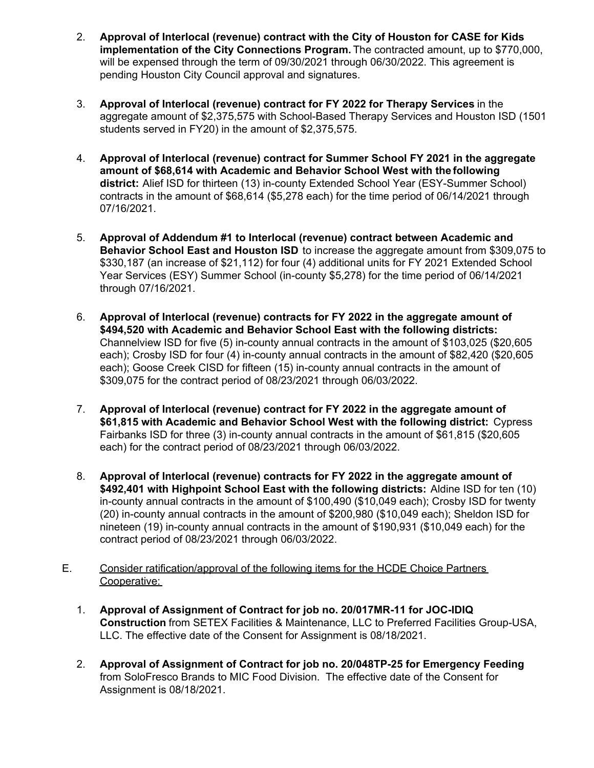2. **Approval of Interlocal (revenue) contract with the City of Houston for CASE for Kids implementation of the City Connections Program.** The contracted amount, up to $770,000, will be expensed through the term of 09/30/2021 through 06/30/2022. This agreement is pending Houston City Council approval and signatures.

3. **Approval of Interlocal (revenue) contract for FY 2022 for Therapy Services** in the aggregate amount of $2,375,575 with School-Based Therapy Services and Houston ISD (1501 students served in FY20) in the amount of $2,375,575.

4. **Approval of Interlocal (revenue) contract for Summer School FY 2021 in the aggregate amount of $68,614 with Academic and Behavior School West with the following district:** Alief ISD for thirteen (13) in-county Extended School Year (ESY-Summer School) contracts in the amount of $68,614 ($5,278 each) for the time period of 06/14/2021 through 07/16/2021.

5. **Approval of Addendum #1 to Interlocal (revenue) contract between Academic and Behavior School East and Houston ISD** to increase the aggregate amount from $309,075 to $330,187 (an increase of $21,112) for four (4) additional units for FY 2021 Extended School Year Services (ESY) Summer School (in-county $5,278) for the time period of 06/14/2021 through 07/16/2021.

6. **Approval of Interlocal (revenue) contracts for FY 2022 in the aggregate amount of $494,520 with Academic and Behavior School East with the following districts:** Channelview ISD for five (5) in-county annual contracts in the amount of $103,025 ($20,605 each); Crosby ISD for four (4) in-county annual contracts in the amount of $82,420 ($20,605 each); Goose Creek CISD for fifteen (15) in-county annual contracts in the amount of $309,075 for the contract period of 08/23/2021 through 06/03/2022.

7. **Approval of Interlocal (revenue) contract for FY 2022 in the aggregate amount of $61,815 with Academic and Behavior School West with the following district:** Cypress Fairbanks ISD for three (3) in-county annual contracts in the amount of $61,815 ($20,605 each) for the contract period of 08/23/2021 through 06/03/2022.

8. **Approval of Interlocal (revenue) contracts for FY 2022 in the aggregate amount of $492,401 with Highpoint School East with the following districts:** Aldine ISD for ten (10) in-county annual contracts in the amount of $100,490 ($10,049 each); Crosby ISD for twenty (20) in-county annual contracts in the amount of $200,980 ($10,049 each); Sheldon ISD for nineteen (19) in-county annual contracts in the amount of $190,931 ($10,049 each) for the contract period of 08/23/2021 through 06/03/2022.

E. Consider ratification/approval of the following items for the HCDE Choice Partners Cooperative:

1. **Approval of Assignment of Contract for job no. 20/017MR-11 for JOC-IDIQ Construction** from SETEX Facilities & Maintenance, LLC to Preferred Facilities Group-USA, LLC. The effective date of the Consent for Assignment is 08/18/2021.

2. **Approval of Assignment of Contract for job no. 20/048TP-25 for Emergency Feeding** from SoloFresco Brands to MIC Food Division. The effective date of the Consent for Assignment is 08/18/2021.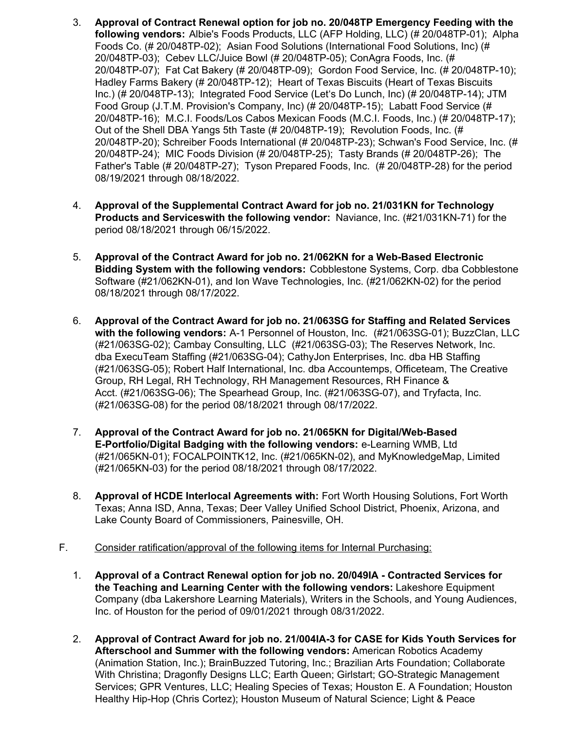3. **Approval of Contract Renewal option for job no. 20/048TP Emergency Feeding with the following vendors:** Albie's Foods Products, LLC (AFP Holding, LLC) (# 20/048TP-01); Alpha Foods Co. (# 20/048TP-02); Asian Food Solutions (International Food Solutions, Inc) (# 20/048TP-03); Cebev LLC/Juice Bowl (# 20/048TP-05); ConAgra Foods, Inc. (# 20/048TP-07); Fat Cat Bakery (# 20/048TP-09); Gordon Food Service, Inc. (# 20/048TP-10); Hadley Farms Bakery (# 20/048TP-12); Heart of Texas Biscuits (Heart of Texas Biscuits Inc.) (# 20/048TP-13); Integrated Food Service (Let's Do Lunch, Inc) (# 20/048TP-14); JTM Food Group (J.T.M. Provision's Company, Inc) (# 20/048TP-15); Labatt Food Service (# 20/048TP-16); M.C.I. Foods/Los Cabos Mexican Foods (M.C.I. Foods, Inc.) (# 20/048TP-17); Out of the Shell DBA Yangs 5th Taste (# 20/048TP-19); Revolution Foods, Inc. (# 20/048TP-20); Schreiber Foods International (# 20/048TP-23); Schwan's Food Service, Inc. (# 20/048TP-24); MIC Foods Division (# 20/048TP-25); Tasty Brands (# 20/048TP-26); The Father's Table (# 20/048TP-27); Tyson Prepared Foods, Inc. (# 20/048TP-28) for the period 08/19/2021 through 08/18/2022.

4. **Approval of the Supplemental Contract Award for job no. 21/031KN for Technology Products and Serviceswith the following vendor:** Naviance, Inc. (#21/031KN-71) for the period 08/18/2021 through 06/15/2022.

5. **Approval of the Contract Award for job no. 21/062KN for a Web-Based Electronic Bidding System with the following vendors:** Cobblestone Systems, Corp. dba Cobblestone Software (#21/062KN-01), and Ion Wave Technologies, Inc. (#21/062KN-02) for the period 08/18/2021 through 08/17/2022.

6. **Approval of the Contract Award for job no. 21/063SG for Staffing and Related Services with the following vendors:** A-1 Personnel of Houston, Inc. (#21/063SG-01); BuzzClan, LLC (#21/063SG-02); Cambay Consulting, LLC (#21/063SG-03); The Reserves Network, Inc. dba ExecuTeam Staffing (#21/063SG-04); CathyJon Enterprises, Inc. dba HB Staffing (#21/063SG-05); Robert Half International, Inc. dba Accountemps, Officeteam, The Creative Group, RH Legal, RH Technology, RH Management Resources, RH Finance & Acct. (#21/063SG-06); The Spearhead Group, Inc. (#21/063SG-07), and Tryfacta, Inc. (#21/063SG-08) for the period 08/18/2021 through 08/17/2022.

7. **Approval of the Contract Award for job no. 21/065KN for Digital/Web-Based E-Portfolio/Digital Badging with the following vendors:** e-Learning WMB, Ltd (#21/065KN-01); FOCALPOINTK12, Inc. (#21/065KN-02), and MyKnowledgeMap, Limited (#21/065KN-03) for the period 08/18/2021 through 08/17/2022.

8. **Approval of HCDE Interlocal Agreements with:** Fort Worth Housing Solutions, Fort Worth Texas; Anna ISD, Anna, Texas; Deer Valley Unified School District, Phoenix, Arizona, and Lake County Board of Commissioners, Painesville, OH.

F. <u>Consider ratification/approval of the following items for Internal Purchasing:</u>

1. **Approval of a Contract Renewal option for job no. 20/049IA - Contracted Services for the Teaching and Learning Center with the following vendors:** Lakeshore Equipment Company (dba Lakershore Learning Materials), Writers in the Schools, and Young Audiences, Inc. of Houston for the period of 09/01/2021 through 08/31/2022.

2. **Approval of Contract Award for job no. 21/004IA-3 for CASE for Kids Youth Services for Afterschool and Summer with the following vendors:** American Robotics Academy (Animation Station, Inc.); BrainBuzzed Tutoring, Inc.; Brazilian Arts Foundation; Collaborate With Christina; Dragonfly Designs LLC; Earth Queen; Girlstart; GO-Strategic Management Services; GPR Ventures, LLC; Healing Species of Texas; Houston E. A Foundation; Houston Healthy Hip-Hop (Chris Cortez); Houston Museum of Natural Science; Light & Peace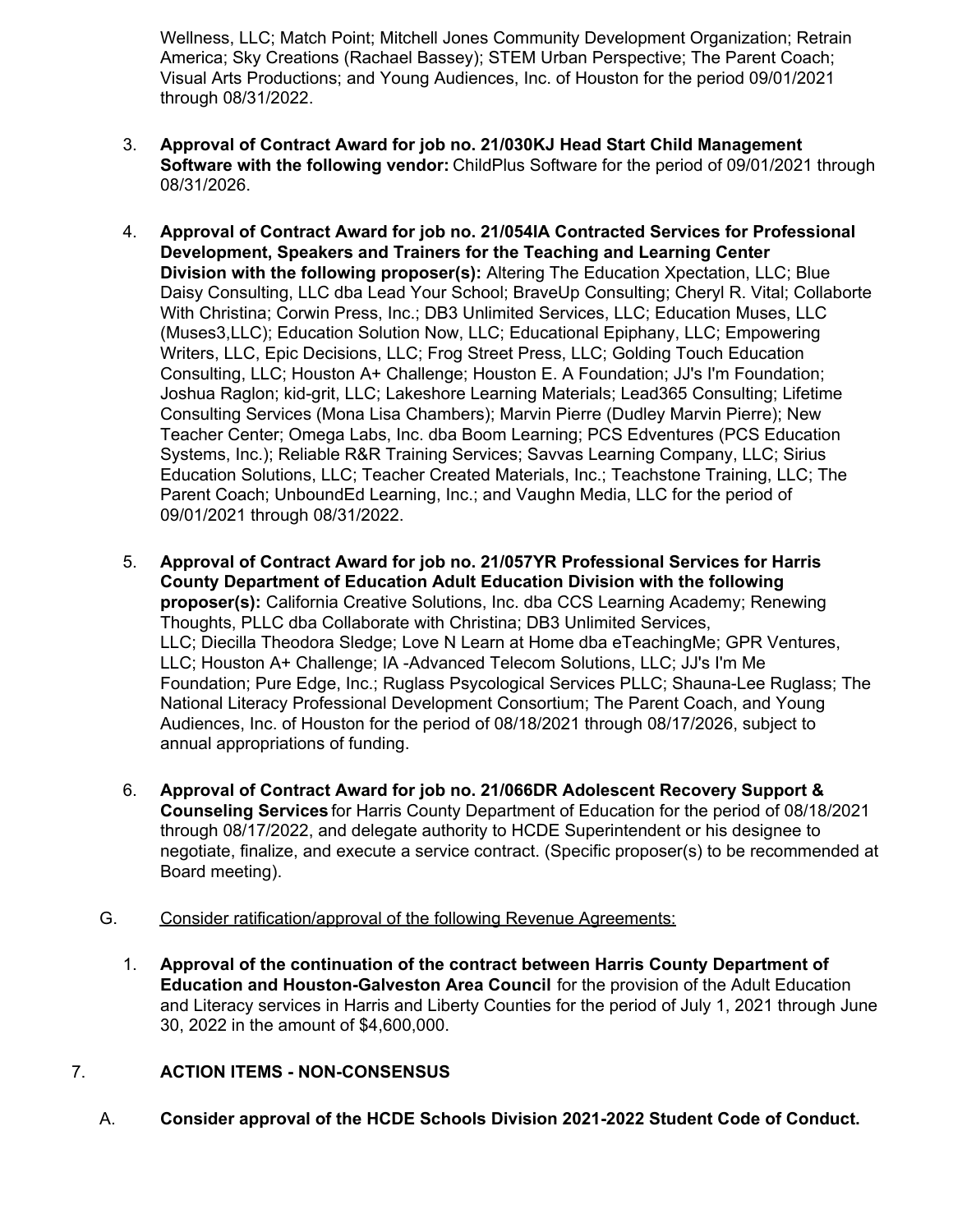Wellness, LLC; Match Point; Mitchell Jones Community Development Organization; Retrain America; Sky Creations (Rachael Bassey); STEM Urban Perspective; The Parent Coach; Visual Arts Productions; and Young Audiences, Inc. of Houston for the period 09/01/2021 through 08/31/2022.

3. **Approval of Contract Award for job no. 21/030KJ Head Start Child Management Software with the following vendor:** ChildPlus Software for the period of 09/01/2021 through 08/31/2026.

4. **Approval of Contract Award for job no. 21/054IA Contracted Services for Professional Development, Speakers and Trainers for the Teaching and Learning Center Division with the following proposer(s):** Altering The Education Xpectation, LLC; Blue Daisy Consulting, LLC dba Lead Your School; BraveUp Consulting; Cheryl R. Vital; Collaborte With Christina; Corwin Press, Inc.; DB3 Unlimited Services, LLC; Education Muses, LLC (Muses3,LLC); Education Solution Now, LLC; Educational Epiphany, LLC; Empowering Writers, LLC, Epic Decisions, LLC; Frog Street Press, LLC; Golding Touch Education Consulting, LLC; Houston A+ Challenge; Houston E. A Foundation; JJ's I'm Foundation; Joshua Raglon; kid-grit, LLC; Lakeshore Learning Materials; Lead365 Consulting; Lifetime Consulting Services (Mona Lisa Chambers); Marvin Pierre (Dudley Marvin Pierre); New Teacher Center; Omega Labs, Inc. dba Boom Learning; PCS Edventures (PCS Education Systems, Inc.); Reliable R&R Training Services; Savvas Learning Company, LLC; Sirius Education Solutions, LLC; Teacher Created Materials, Inc.; Teachstone Training, LLC; The Parent Coach; UnboundEd Learning, Inc.; and Vaughn Media, LLC for the period of 09/01/2021 through 08/31/2022.

5. **Approval of Contract Award for job no. 21/057YR Professional Services for Harris County Department of Education Adult Education Division with the following proposer(s):** California Creative Solutions, Inc. dba CCS Learning Academy; Renewing Thoughts, PLLC dba Collaborate with Christina; DB3 Unlimited Services, LLC; Diecilla Theodora Sledge; Love N Learn at Home dba eTeachingMe; GPR Ventures, LLC; Houston A+ Challenge; IA -Advanced Telecom Solutions, LLC; JJ's I'm Me Foundation; Pure Edge, Inc.; Ruglass Psycological Services PLLC; Shauna-Lee Ruglass; The National Literacy Professional Development Consortium; The Parent Coach, and Young Audiences, Inc. of Houston for the period of 08/18/2021 through 08/17/2026, subject to annual appropriations of funding.

6. **Approval of Contract Award for job no. 21/066DR Adolescent Recovery Support & Counseling Services** for Harris County Department of Education for the period of 08/18/2021 through 08/17/2022, and delegate authority to HCDE Superintendent or his designee to negotiate, finalize, and execute a service contract. (Specific proposer(s) to be recommended at Board meeting).

G. Consider ratification/approval of the following Revenue Agreements:

1. **Approval of the continuation of the contract between Harris County Department of Education and Houston-Galveston Area Council** for the provision of the Adult Education and Literacy services in Harris and Liberty Counties for the period of July 1, 2021 through June 30, 2022 in the amount of $4,600,000.

## 7. ACTION ITEMS - NON-CONSENSUS

A. **Consider approval of the HCDE Schools Division 2021-2022 Student Code of Conduct.**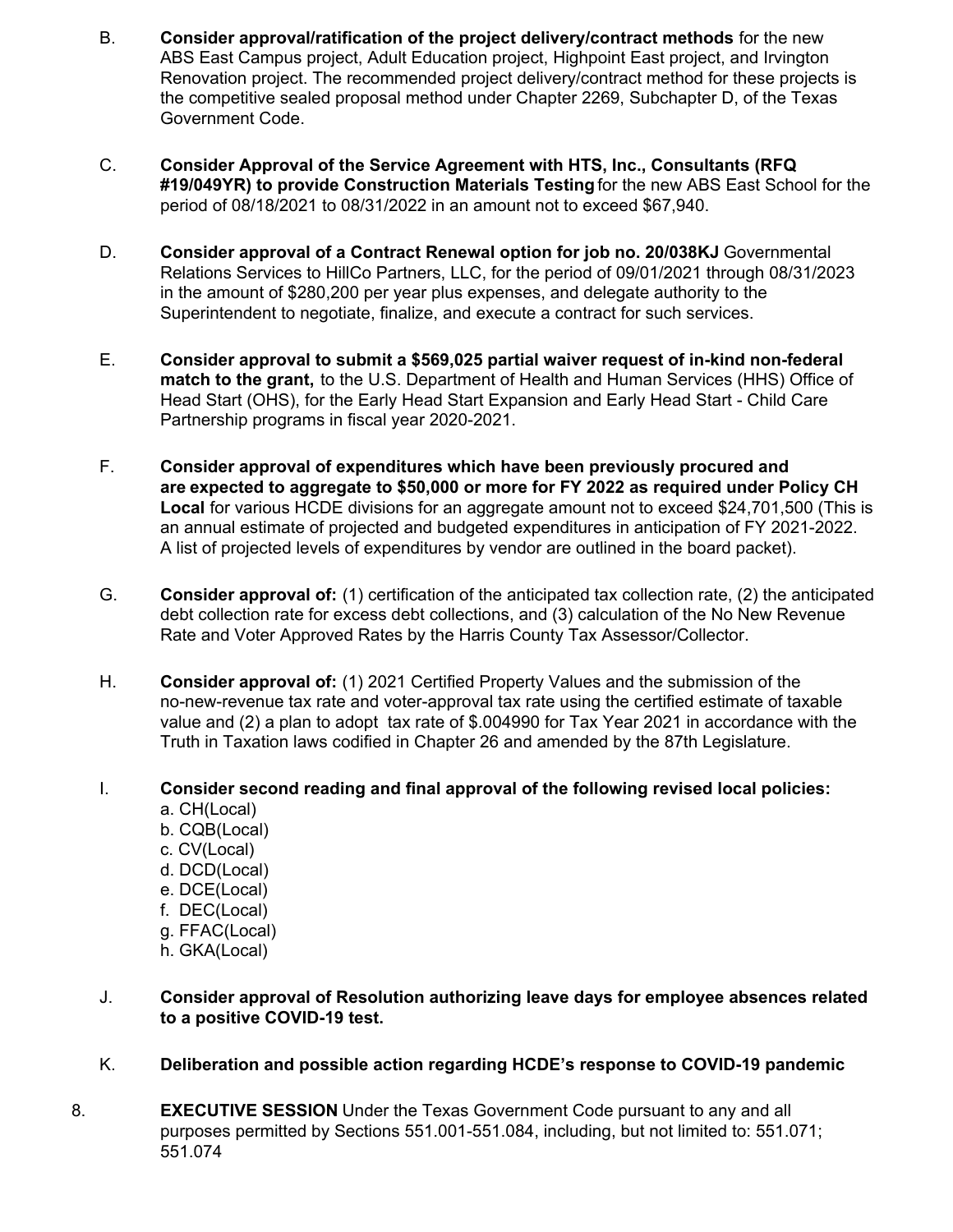B. **Consider approval/ratification of the project delivery/contract methods** for the new ABS East Campus project, Adult Education project, Highpoint East project, and Irvington Renovation project. The recommended project delivery/contract method for these projects is the competitive sealed proposal method under Chapter 2269, Subchapter D, of the Texas Government Code.

C. **Consider Approval of the Service Agreement with HTS, Inc., Consultants (RFQ #19/049YR) to provide Construction Materials Testing** for the new ABS East School for the period of 08/18/2021 to 08/31/2022 in an amount not to exceed $67,940.

D. **Consider approval of a Contract Renewal option for job no. 20/038KJ** Governmental Relations Services to HillCo Partners, LLC, for the period of 09/01/2021 through 08/31/2023 in the amount of $280,200 per year plus expenses, and delegate authority to the Superintendent to negotiate, finalize, and execute a contract for such services.

E. **Consider approval to submit a $569,025 partial waiver request of in-kind non-federal match to the grant,** to the U.S. Department of Health and Human Services (HHS) Office of Head Start (OHS), for the Early Head Start Expansion and Early Head Start - Child Care Partnership programs in fiscal year 2020-2021.

F. **Consider approval of expenditures which have been previously procured and are expected to aggregate to $50,000 or more for FY 2022 as required under Policy CH Local** for various HCDE divisions for an aggregate amount not to exceed $24,701,500 (This is an annual estimate of projected and budgeted expenditures in anticipation of FY 2021-2022. A list of projected levels of expenditures by vendor are outlined in the board packet).

G. **Consider approval of:** (1) certification of the anticipated tax collection rate, (2) the anticipated debt collection rate for excess debt collections, and (3) calculation of the No New Revenue Rate and Voter Approved Rates by the Harris County Tax Assessor/Collector.

H. **Consider approval of:** (1) 2021 Certified Property Values and the submission of the no-new-revenue tax rate and voter-approval tax rate using the certified estimate of taxable value and (2) a plan to adopt tax rate of $.004990 for Tax Year 2021 in accordance with the Truth in Taxation laws codified in Chapter 26 and amended by the 87th Legislature.

I. **Consider second reading and final approval of the following revised local policies:**
   a. CH(Local)
   b. CQB(Local)
   c. CV(Local)
   d. DCD(Local)
   e. DCE(Local)
   f. DEC(Local)
   g. FFAC(Local)
   h. GKA(Local)

J. **Consider approval of Resolution authorizing leave days for employee absences related to a positive COVID-19 test.**

K. **Deliberation and possible action regarding HCDE's response to COVID-19 pandemic**

8. **EXECUTIVE SESSION** Under the Texas Government Code pursuant to any and all purposes permitted by Sections 551.001-551.084, including, but not limited to: 551.071; 551.074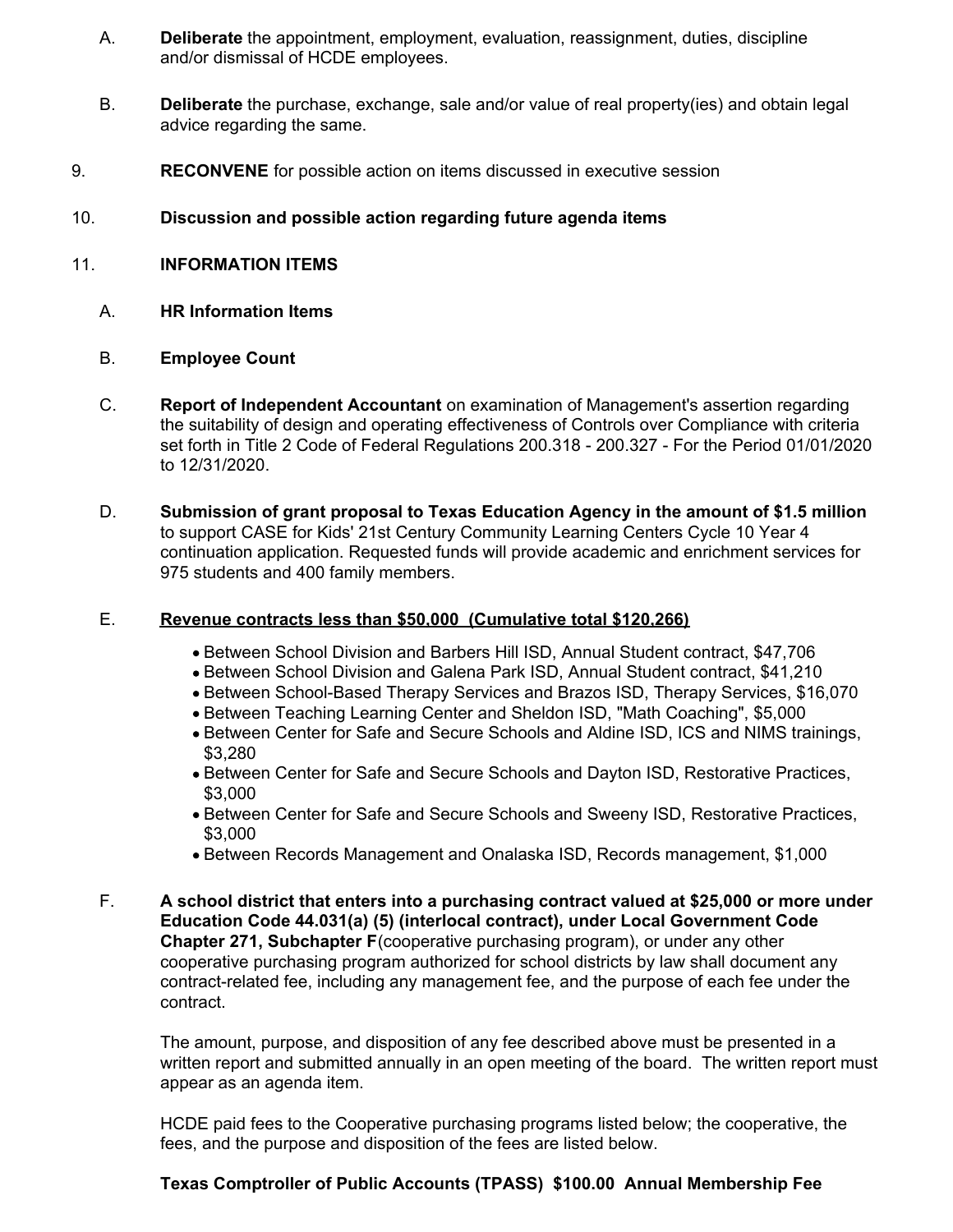A. **Deliberate** the appointment, employment, evaluation, reassignment, duties, discipline and/or dismissal of HCDE employees.

B. **Deliberate** the purchase, exchange, sale and/or value of real property(ies) and obtain legal advice regarding the same.

9. **RECONVENE** for possible action on items discussed in executive session

10. **Discussion and possible action regarding future agenda items**

11. **INFORMATION ITEMS**

A. **HR Information Items**

B. **Employee Count**

C. **Report of Independent Accountant** on examination of Management's assertion regarding the suitability of design and operating effectiveness of Controls over Compliance with criteria set forth in Title 2 Code of Federal Regulations 200.318 - 200.327 - For the Period 01/01/2020 to 12/31/2020.

D. **Submission of grant proposal to Texas Education Agency in the amount of $1.5 million** to support CASE for Kids' 21st Century Community Learning Centers Cycle 10 Year 4 continuation application. Requested funds will provide academic and enrichment services for 975 students and 400 family members.

E. **<u>Revenue contracts less than $50,000 (Cumulative total $120,266)</u>**

- Between School Division and Barbers Hill ISD, Annual Student contract, $47,706
- Between School Division and Galena Park ISD, Annual Student contract, $41,210
- Between School-Based Therapy Services and Brazos ISD, Therapy Services, $16,070
- Between Teaching Learning Center and Sheldon ISD, "Math Coaching", $5,000
- Between Center for Safe and Secure Schools and Aldine ISD, ICS and NIMS trainings, $3,280
- Between Center for Safe and Secure Schools and Dayton ISD, Restorative Practices, $3,000
- Between Center for Safe and Secure Schools and Sweeny ISD, Restorative Practices, $3,000
- Between Records Management and Onalaska ISD, Records management, $1,000

F. **A school district that enters into a purchasing contract valued at $25,000 or more under Education Code 44.031(a) (5) (interlocal contract), under Local Government Code Chapter 271, Subchapter F**(cooperative purchasing program), or under any other cooperative purchasing program authorized for school districts by law shall document any contract-related fee, including any management fee, and the purpose of each fee under the contract.

The amount, purpose, and disposition of any fee described above must be presented in a written report and submitted annually in an open meeting of the board. The written report must appear as an agenda item.

HCDE paid fees to the Cooperative purchasing programs listed below; the cooperative, the fees, and the purpose and disposition of the fees are listed below.

**Texas Comptroller of Public Accounts (TPASS) $100.00 Annual Membership Fee**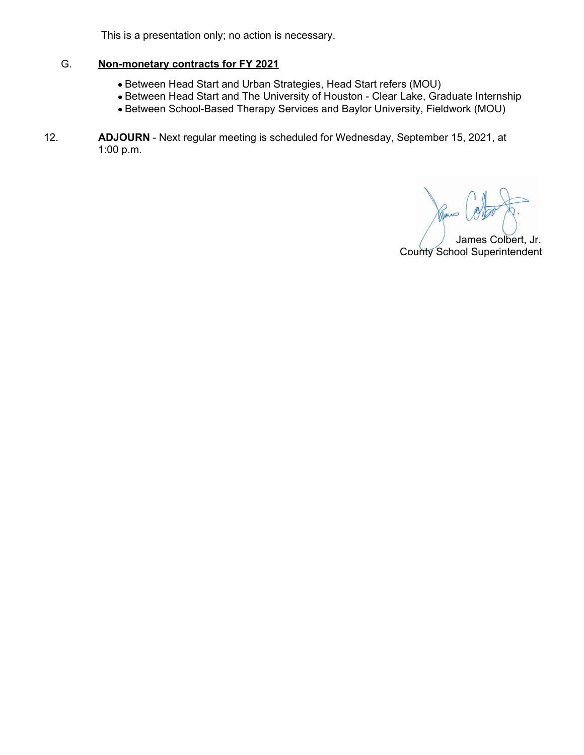This is a presentation only; no action is necessary.

G. **Non-monetary contracts for FY 2021**

- Between Head Start and Urban Strategies, Head Start refers (MOU)
- Between Head Start and The University of Houston - Clear Lake, Graduate Internship
- Between School-Based Therapy Services and Baylor University, Fieldwork (MOU)

12. **ADJOURN** - Next regular meeting is scheduled for Wednesday, September 15, 2021, at 1:00 p.m.

James Colbert, Jr.
County School Superintendent